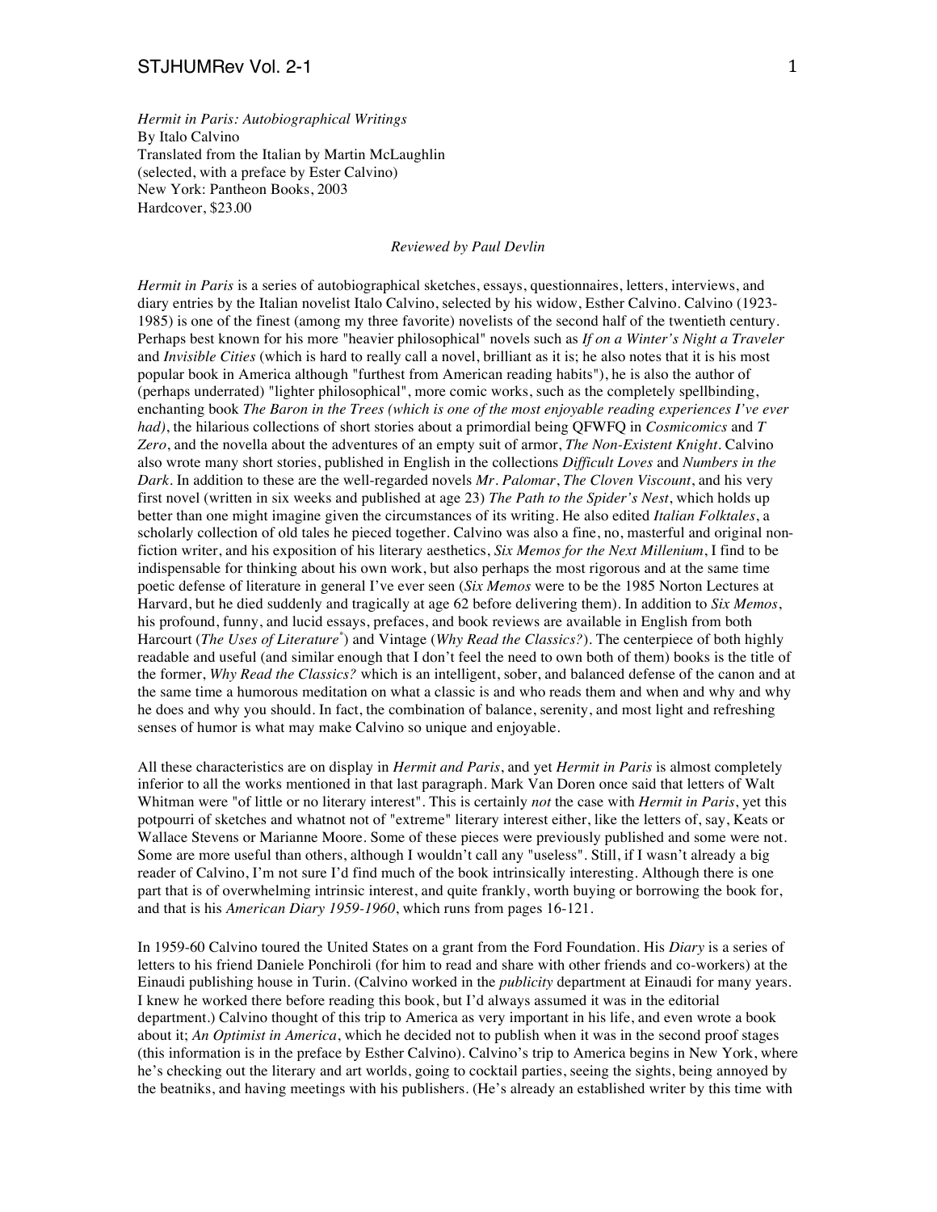*Hermit in Paris: Autobiographical Writings*
By Italo Calvino
Translated from the Italian by Martin McLaughlin
(selected, with a preface by Ester Calvino)
New York: Pantheon Books, 2003
Hardcover, $23.00

*Reviewed by Paul Devlin*

*Hermit in Paris* is a series of autobiographical sketches, essays, questionnaires, letters, interviews, and diary entries by the Italian novelist Italo Calvino, selected by his widow, Esther Calvino. Calvino (1923-1985) is one of the finest (among my three favorite) novelists of the second half of the twentieth century. Perhaps best known for his more "heavier philosophical" novels such as *If on a Winter's Night a Traveler* and *Invisible Cities* (which is hard to really call a novel, brilliant as it is; he also notes that it is his most popular book in America although "furthest from American reading habits"), he is also the author of (perhaps underrated) "lighter philosophical", more comic works, such as the completely spellbinding, enchanting book *The Baron in the Trees (which is one of the most enjoyable reading experiences I've ever had)*, the hilarious collections of short stories about a primordial being QFWFQ in *Cosmicomics* and *T Zero*, and the novella about the adventures of an empty suit of armor, *The Non-Existent Knight*. Calvino also wrote many short stories, published in English in the collections *Difficult Loves* and *Numbers in the Dark*. In addition to these are the well-regarded novels *Mr. Palomar*, *The Cloven Viscount*, and his very first novel (written in six weeks and published at age 23) *The Path to the Spider's Nest*, which holds up better than one might imagine given the circumstances of its writing. He also edited *Italian Folktales*, a scholarly collection of old tales he pieced together. Calvino was also a fine, no, masterful and original non-fiction writer, and his exposition of his literary aesthetics, *Six Memos for the Next Millenium*, I find to be indispensable for thinking about his own work, but also perhaps the most rigorous and at the same time poetic defense of literature in general I've ever seen (*Six Memos* were to be the 1985 Norton Lectures at Harvard, but he died suddenly and tragically at age 62 before delivering them). In addition to *Six Memos*, his profound, funny, and lucid essays, prefaces, and book reviews are available in English from both Harcourt (*The Uses of Literature*[*]) and Vintage (*Why Read the Classics?*). The centerpiece of both highly readable and useful (and similar enough that I don't feel the need to own both of them) books is the title of the former, *Why Read the Classics?* which is an intelligent, sober, and balanced defense of the canon and at the same time a humorous meditation on what a classic is and who reads them and when and why and why he does and why you should. In fact, the combination of balance, serenity, and most light and refreshing senses of humor is what may make Calvino so unique and enjoyable.

All these characteristics are on display in *Hermit and Paris*, and yet *Hermit in Paris* is almost completely inferior to all the works mentioned in that last paragraph. Mark Van Doren once said that letters of Walt Whitman were "of little or no literary interest". This is certainly *not* the case with *Hermit in Paris*, yet this potpourri of sketches and whatnot not of "extreme" literary interest either, like the letters of, say, Keats or Wallace Stevens or Marianne Moore. Some of these pieces were previously published and some were not. Some are more useful than others, although I wouldn't call any "useless". Still, if I wasn't already a big reader of Calvino, I'm not sure I'd find much of the book intrinsically interesting. Although there is one part that is of overwhelming intrinsic interest, and quite frankly, worth buying or borrowing the book for, and that is his *American Diary 1959-1960*, which runs from pages 16-121.

In 1959-60 Calvino toured the United States on a grant from the Ford Foundation. His *Diary* is a series of letters to his friend Daniele Ponchiroli (for him to read and share with other friends and co-workers) at the Einaudi publishing house in Turin. (Calvino worked in the *publicity* department at Einaudi for many years. I knew he worked there before reading this book, but I'd always assumed it was in the editorial department.) Calvino thought of this trip to America as very important in his life, and even wrote a book about it; *An Optimist in America*, which he decided not to publish when it was in the second proof stages (this information is in the preface by Esther Calvino). Calvino's trip to America begins in New York, where he's checking out the literary and art worlds, going to cocktail parties, seeing the sights, being annoyed by the beatniks, and having meetings with his publishers. (He's already an established writer by this time with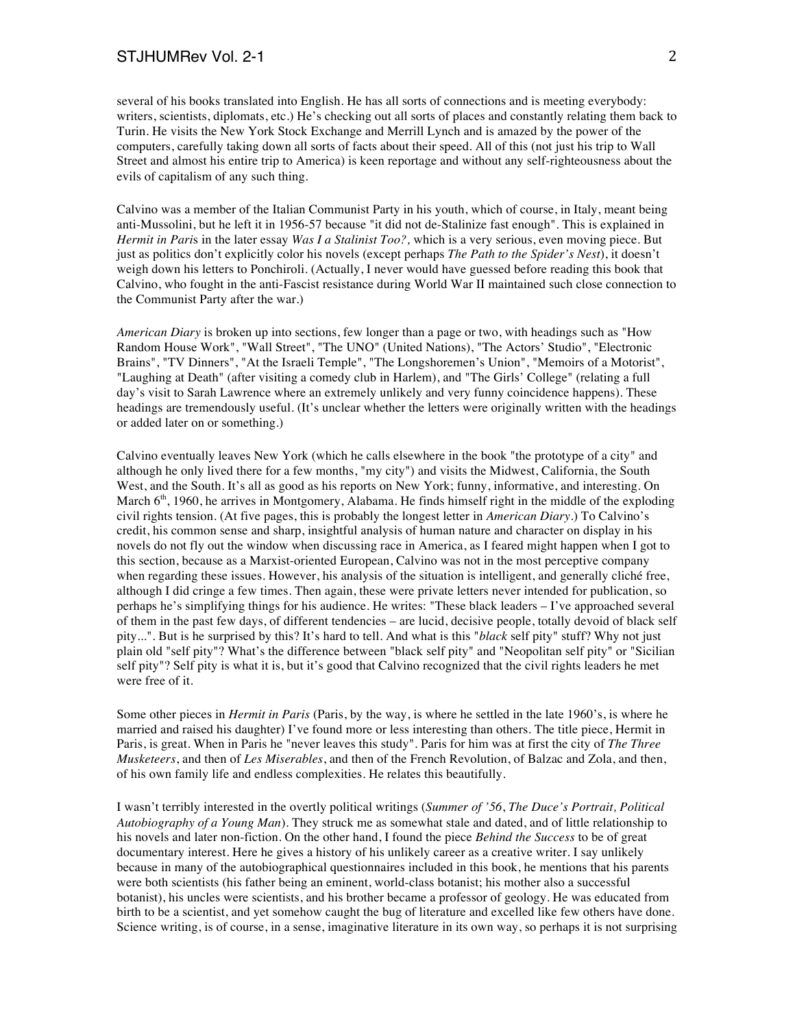several of his books translated into English. He has all sorts of connections and is meeting everybody: writers, scientists, diplomats, etc.) He's checking out all sorts of places and constantly relating them back to Turin. He visits the New York Stock Exchange and Merrill Lynch and is amazed by the power of the computers, carefully taking down all sorts of facts about their speed. All of this (not just his trip to Wall Street and almost his entire trip to America) is keen reportage and without any self-righteousness about the evils of capitalism of any such thing.

Calvino was a member of the Italian Communist Party in his youth, which of course, in Italy, meant being anti-Mussolini, but he left it in 1956-57 because "it did not de-Stalinize fast enough". This is explained in *Hermit in Paris* in the later essay *Was I a Stalinist Too?,* which is a very serious, even moving piece. But just as politics don't explicitly color his novels (except perhaps *The Path to the Spider's Nest*), it doesn't weigh down his letters to Ponchiroli. (Actually, I never would have guessed before reading this book that Calvino, who fought in the anti-Fascist resistance during World War II maintained such close connection to the Communist Party after the war.)

*American Diary* is broken up into sections, few longer than a page or two, with headings such as "How Random House Work", "Wall Street", "The UNO" (United Nations), "The Actors' Studio", "Electronic Brains", "TV Dinners", "At the Israeli Temple", "The Longshoremen's Union", "Memoirs of a Motorist", "Laughing at Death" (after visiting a comedy club in Harlem), and "The Girls' College" (relating a full day's visit to Sarah Lawrence where an extremely unlikely and very funny coincidence happens). These headings are tremendously useful. (It's unclear whether the letters were originally written with the headings or added later on or something.)

Calvino eventually leaves New York (which he calls elsewhere in the book "the prototype of a city" and although he only lived there for a few months, "my city") and visits the Midwest, California, the South West, and the South. It's all as good as his reports on New York; funny, informative, and interesting. On March 6th, 1960, he arrives in Montgomery, Alabama. He finds himself right in the middle of the exploding civil rights tension. (At five pages, this is probably the longest letter in *American Diary*.) To Calvino's credit, his common sense and sharp, insightful analysis of human nature and character on display in his novels do not fly out the window when discussing race in America, as I feared might happen when I got to this section, because as a Marxist-oriented European, Calvino was not in the most perceptive company when regarding these issues. However, his analysis of the situation is intelligent, and generally cliché free, although I did cringe a few times. Then again, these were private letters never intended for publication, so perhaps he's simplifying things for his audience. He writes: "These black leaders – I've approached several of them in the past few days, of different tendencies – are lucid, decisive people, totally devoid of black self pity...". But is he surprised by this? It's hard to tell. And what is this "*black* self pity" stuff? Why not just plain old "self pity"? What's the difference between "black self pity" and "Neopolitan self pity" or "Sicilian self pity"? Self pity is what it is, but it's good that Calvino recognized that the civil rights leaders he met were free of it.

Some other pieces in *Hermit in Paris* (Paris, by the way, is where he settled in the late 1960's, is where he married and raised his daughter) I've found more or less interesting than others. The title piece, Hermit in Paris, is great. When in Paris he "never leaves this study". Paris for him was at first the city of *The Three Musketeers*, and then of *Les Miserables*, and then of the French Revolution, of Balzac and Zola, and then, of his own family life and endless complexities. He relates this beautifully.

I wasn't terribly interested in the overtly political writings (*Summer of '56*, *The Duce's Portrait, Political Autobiography of a Young Man*). They struck me as somewhat stale and dated, and of little relationship to his novels and later non-fiction. On the other hand, I found the piece *Behind the Success* to be of great documentary interest. Here he gives a history of his unlikely career as a creative writer. I say unlikely because in many of the autobiographical questionnaires included in this book, he mentions that his parents were both scientists (his father being an eminent, world-class botanist; his mother also a successful botanist), his uncles were scientists, and his brother became a professor of geology. He was educated from birth to be a scientist, and yet somehow caught the bug of literature and excelled like few others have done. Science writing, is of course, in a sense, imaginative literature in its own way, so perhaps it is not surprising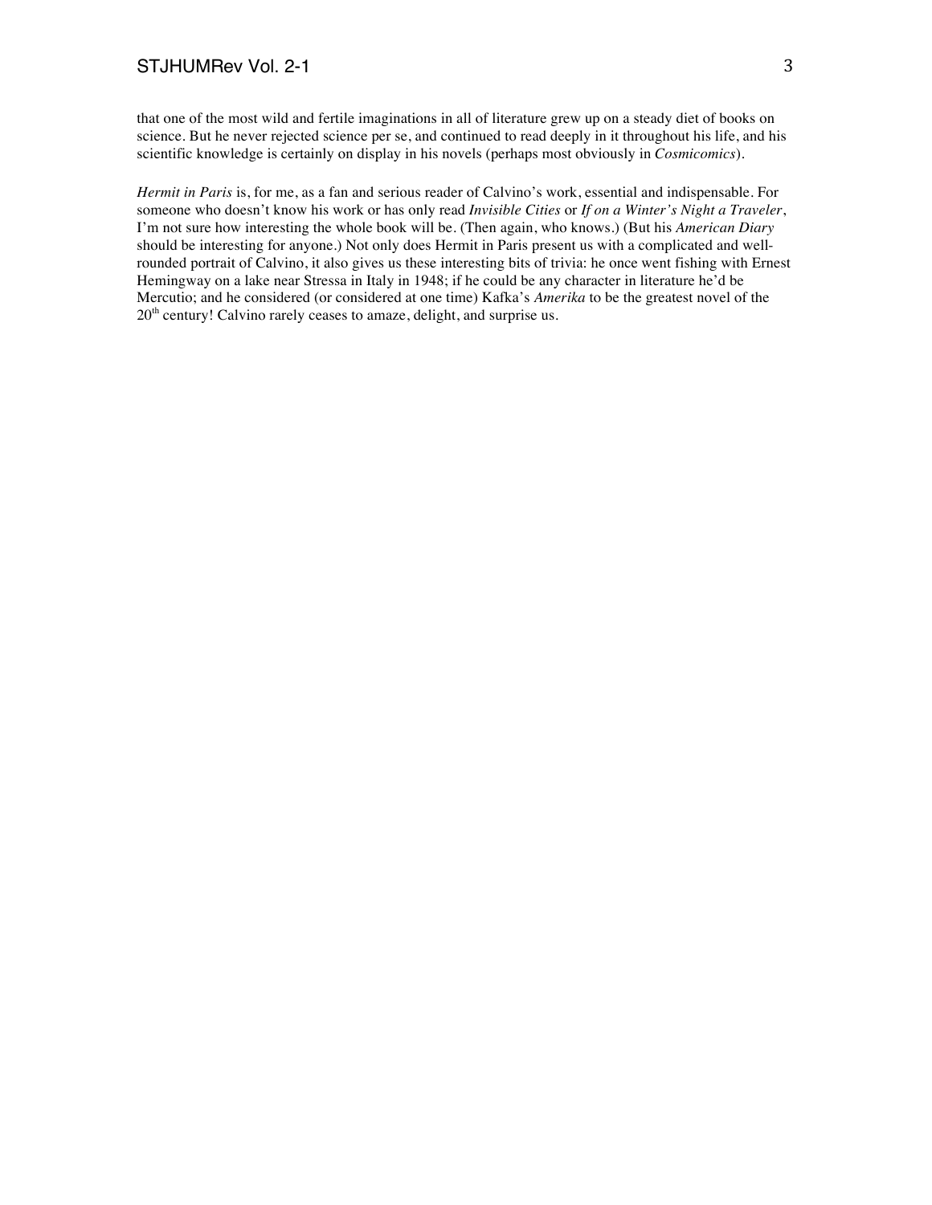that one of the most wild and fertile imaginations in all of literature grew up on a steady diet of books on science. But he never rejected science per se, and continued to read deeply in it throughout his life, and his scientific knowledge is certainly on display in his novels (perhaps most obviously in *Cosmicomics*).

*Hermit in Paris* is, for me, as a fan and serious reader of Calvino's work, essential and indispensable. For someone who doesn't know his work or has only read *Invisible Cities* or *If on a Winter's Night a Traveler*, I'm not sure how interesting the whole book will be. (Then again, who knows.) (But his *American Diary* should be interesting for anyone.) Not only does Hermit in Paris present us with a complicated and well-rounded portrait of Calvino, it also gives us these interesting bits of trivia: he once went fishing with Ernest Hemingway on a lake near Stressa in Italy in 1948; if he could be any character in literature he'd be Mercutio; and he considered (or considered at one time) Kafka's *Amerika* to be the greatest novel of the 20th century! Calvino rarely ceases to amaze, delight, and surprise us.